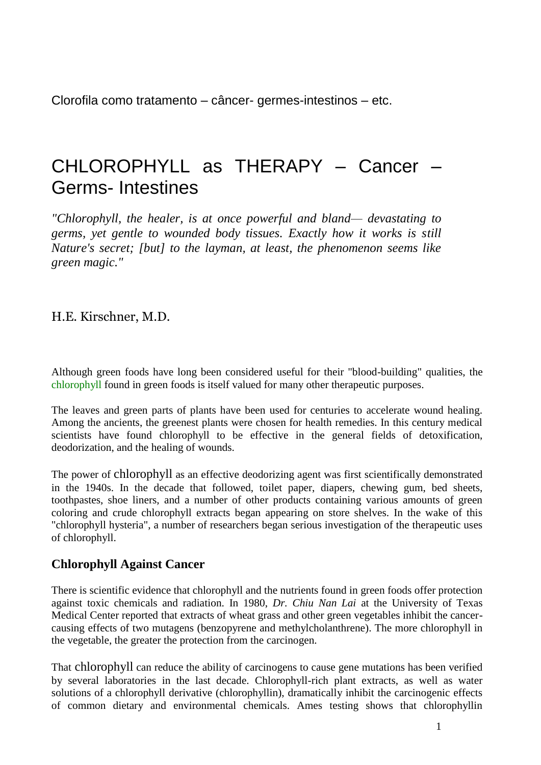Clorofila como tratamento – câncer- germes-intestinos – etc.

# CHLOROPHYLL as THERAPY – Cancer – Germs- Intestines

*"Chlorophyll, the healer, is at once powerful and bland— devastating to germs, yet gentle to wounded body tissues. Exactly how it works is still Nature's secret; [but] to the layman, at least, the phenomenon seems like green magic."*

H.E. Kirschner, M.D.

Although green foods have long been considered useful for their "blood-building" qualities, the chlorophyll found in green foods is itself valued for many other therapeutic purposes.

The leaves and green parts of plants have been used for centuries to accelerate wound healing. Among the ancients, the greenest plants were chosen for health remedies. In this century medical scientists have found chlorophyll to be effective in the general fields of detoxification, deodorization, and the healing of wounds.

The power of chlorophyll as an effective deodorizing agent was first scientifically demonstrated in the 1940s. In the decade that followed, toilet paper, diapers, chewing gum, bed sheets, toothpastes, shoe liners, and a number of other products containing various amounts of green coloring and crude chlorophyll extracts began appearing on store shelves. In the wake of this "chlorophyll hysteria", a number of researchers began serious investigation of the therapeutic uses of chlorophyll.

## Chlorophyll Against Cancer

There is scientific evidence that chlorophyll and the nutrients found in green foods offer protection against toxic chemicals and radiation. In 1980, *Dr. Chiu Nan Lai* at the University of Texas Medical Center reported that extracts of wheat grass and other green vegetables inhibit the cancer-causing effects of two mutagens (benzopyrene and methylcholanthrene). The more chlorophyll in the vegetable, the greater the protection from the carcinogen.

That chlorophyll can reduce the ability of carcinogens to cause gene mutations has been verified by several laboratories in the last decade. Chlorophyll-rich plant extracts, as well as water solutions of a chlorophyll derivative (chlorophyllin), dramatically inhibit the carcinogenic effects of common dietary and environmental chemicals. Ames testing shows that chlorophyllin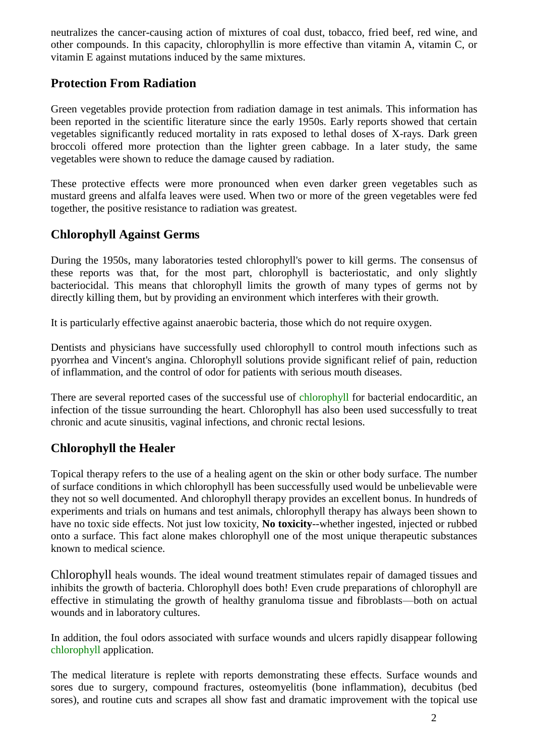neutralizes the cancer-causing action of mixtures of coal dust, tobacco, fried beef, red wine, and other compounds. In this capacity, chlorophyllin is more effective than vitamin A, vitamin C, or vitamin E against mutations induced by the same mixtures.

## Protection From Radiation

Green vegetables provide protection from radiation damage in test animals. This information has been reported in the scientific literature since the early 1950s. Early reports showed that certain vegetables significantly reduced mortality in rats exposed to lethal doses of X-rays. Dark green broccoli offered more protection than the lighter green cabbage. In a later study, the same vegetables were shown to reduce the damage caused by radiation.

These protective effects were more pronounced when even darker green vegetables such as mustard greens and alfalfa leaves were used. When two or more of the green vegetables were fed together, the positive resistance to radiation was greatest.

## Chlorophyll Against Germs

During the 1950s, many laboratories tested chlorophyll's power to kill germs. The consensus of these reports was that, for the most part, chlorophyll is bacteriostatic, and only slightly bacteriocidal. This means that chlorophyll limits the growth of many types of germs not by directly killing them, but by providing an environment which interferes with their growth.

It is particularly effective against anaerobic bacteria, those which do not require oxygen.

Dentists and physicians have successfully used chlorophyll to control mouth infections such as pyorrhea and Vincent's angina. Chlorophyll solutions provide significant relief of pain, reduction of inflammation, and the control of odor for patients with serious mouth diseases.

There are several reported cases of the successful use of chlorophyll for bacterial endocarditic, an infection of the tissue surrounding the heart. Chlorophyll has also been used successfully to treat chronic and acute sinusitis, vaginal infections, and chronic rectal lesions.

## Chlorophyll the Healer

Topical therapy refers to the use of a healing agent on the skin or other body surface. The number of surface conditions in which chlorophyll has been successfully used would be unbelievable were they not so well documented. And chlorophyll therapy provides an excellent bonus. In hundreds of experiments and trials on humans and test animals, chlorophyll therapy has always been shown to have no toxic side effects. Not just low toxicity, **No toxicity**--whether ingested, injected or rubbed onto a surface. This fact alone makes chlorophyll one of the most unique therapeutic substances known to medical science.

Chlorophyll heals wounds. The ideal wound treatment stimulates repair of damaged tissues and inhibits the growth of bacteria. Chlorophyll does both! Even crude preparations of chlorophyll are effective in stimulating the growth of healthy granuloma tissue and fibroblasts—both on actual wounds and in laboratory cultures.

In addition, the foul odors associated with surface wounds and ulcers rapidly disappear following chlorophyll application.

The medical literature is replete with reports demonstrating these effects. Surface wounds and sores due to surgery, compound fractures, osteomyelitis (bone inflammation), decubitus (bed sores), and routine cuts and scrapes all show fast and dramatic improvement with the topical use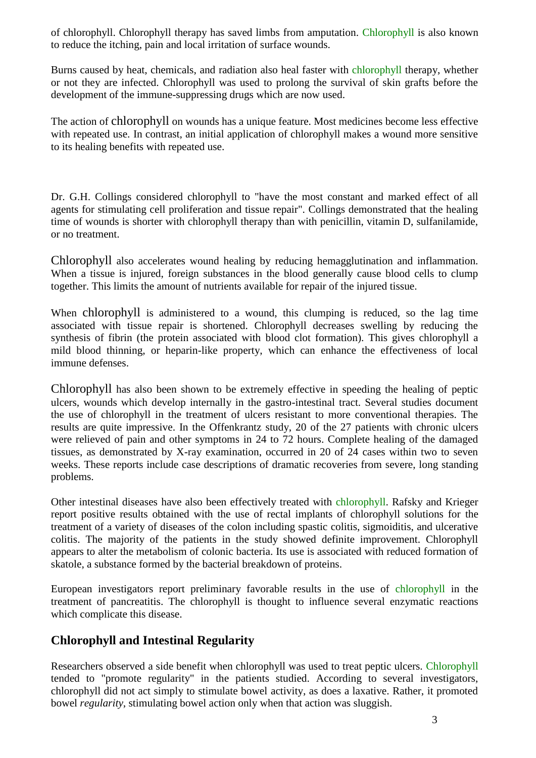of chlorophyll. Chlorophyll therapy has saved limbs from amputation. Chlorophyll is also known to reduce the itching, pain and local irritation of surface wounds.

Burns caused by heat, chemicals, and radiation also heal faster with chlorophyll therapy, whether or not they are infected. Chlorophyll was used to prolong the survival of skin grafts before the development of the immune-suppressing drugs which are now used.

The action of chlorophyll on wounds has a unique feature. Most medicines become less effective with repeated use. In contrast, an initial application of chlorophyll makes a wound more sensitive to its healing benefits with repeated use.

Dr. G.H. Collings considered chlorophyll to "have the most constant and marked effect of all agents for stimulating cell proliferation and tissue repair". Collings demonstrated that the healing time of wounds is shorter with chlorophyll therapy than with penicillin, vitamin D, sulfanilamide, or no treatment.

Chlorophyll also accelerates wound healing by reducing hemagglutination and inflammation. When a tissue is injured, foreign substances in the blood generally cause blood cells to clump together. This limits the amount of nutrients available for repair of the injured tissue.

When chlorophyll is administered to a wound, this clumping is reduced, so the lag time associated with tissue repair is shortened. Chlorophyll decreases swelling by reducing the synthesis of fibrin (the protein associated with blood clot formation). This gives chlorophyll a mild blood thinning, or heparin-like property, which can enhance the effectiveness of local immune defenses.

Chlorophyll has also been shown to be extremely effective in speeding the healing of peptic ulcers, wounds which develop internally in the gastro-intestinal tract. Several studies document the use of chlorophyll in the treatment of ulcers resistant to more conventional therapies. The results are quite impressive. In the Offenkrantz study, 20 of the 27 patients with chronic ulcers were relieved of pain and other symptoms in 24 to 72 hours. Complete healing of the damaged tissues, as demonstrated by X-ray examination, occurred in 20 of 24 cases within two to seven weeks. These reports include case descriptions of dramatic recoveries from severe, long standing problems.

Other intestinal diseases have also been effectively treated with chlorophyll. Rafsky and Krieger report positive results obtained with the use of rectal implants of chlorophyll solutions for the treatment of a variety of diseases of the colon including spastic colitis, sigmoiditis, and ulcerative colitis. The majority of the patients in the study showed definite improvement. Chlorophyll appears to alter the metabolism of colonic bacteria. Its use is associated with reduced formation of skatole, a substance formed by the bacterial breakdown of proteins.

European investigators report preliminary favorable results in the use of chlorophyll in the treatment of pancreatitis. The chlorophyll is thought to influence several enzymatic reactions which complicate this disease.

## Chlorophyll and Intestinal Regularity

Researchers observed a side benefit when chlorophyll was used to treat peptic ulcers. Chlorophyll tended to "promote regularity" in the patients studied. According to several investigators, chlorophyll did not act simply to stimulate bowel activity, as does a laxative. Rather, it promoted bowel *regularity*, stimulating bowel action only when that action was sluggish.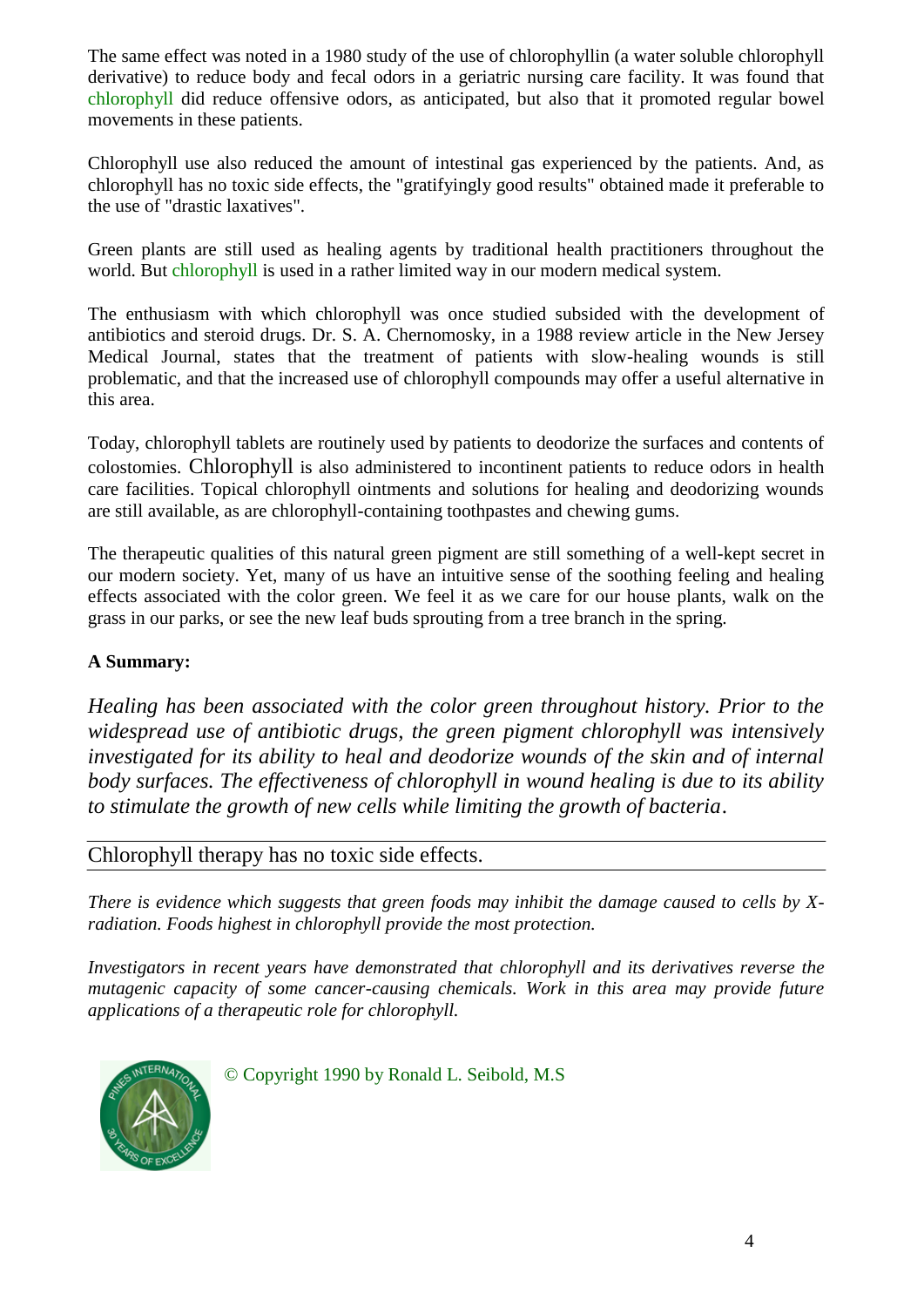The same effect was noted in a 1980 study of the use of chlorophyllin (a water soluble chlorophyll derivative) to reduce body and fecal odors in a geriatric nursing care facility. It was found that chlorophyll did reduce offensive odors, as anticipated, but also that it promoted regular bowel movements in these patients.

Chlorophyll use also reduced the amount of intestinal gas experienced by the patients. And, as chlorophyll has no toxic side effects, the "gratifyingly good results" obtained made it preferable to the use of "drastic laxatives".

Green plants are still used as healing agents by traditional health practitioners throughout the world. But chlorophyll is used in a rather limited way in our modern medical system.

The enthusiasm with which chlorophyll was once studied subsided with the development of antibiotics and steroid drugs. Dr. S. A. Chernomosky, in a 1988 review article in the New Jersey Medical Journal, states that the treatment of patients with slow-healing wounds is still problematic, and that the increased use of chlorophyll compounds may offer a useful alternative in this area.

Today, chlorophyll tablets are routinely used by patients to deodorize the surfaces and contents of colostomies. Chlorophyll is also administered to incontinent patients to reduce odors in health care facilities. Topical chlorophyll ointments and solutions for healing and deodorizing wounds are still available, as are chlorophyll-containing toothpastes and chewing gums.

The therapeutic qualities of this natural green pigment are still something of a well-kept secret in our modern society. Yet, many of us have an intuitive sense of the soothing feeling and healing effects associated with the color green. We feel it as we care for our house plants, walk on the grass in our parks, or see the new leaf buds sprouting from a tree branch in the spring.

**A Summary:**

*Healing has been associated with the color green throughout history. Prior to the widespread use of antibiotic drugs, the green pigment chlorophyll was intensively investigated for its ability to heal and deodorize wounds of the skin and of internal body surfaces. The effectiveness of chlorophyll in wound healing is due to its ability to stimulate the growth of new cells while limiting the growth of bacteria.*

---

Chlorophyll therapy has no toxic side effects.

---

*There is evidence which suggests that green foods may inhibit the damage caused to cells by X-radiation. Foods highest in chlorophyll provide the most protection.*

*Investigators in recent years have demonstrated that chlorophyll and its derivatives reverse the mutagenic capacity of some cancer-causing chemicals. Work in this area may provide future applications of a therapeutic role for chlorophyll.*

© Copyright 1990 by Ronald L. Seibold, M.S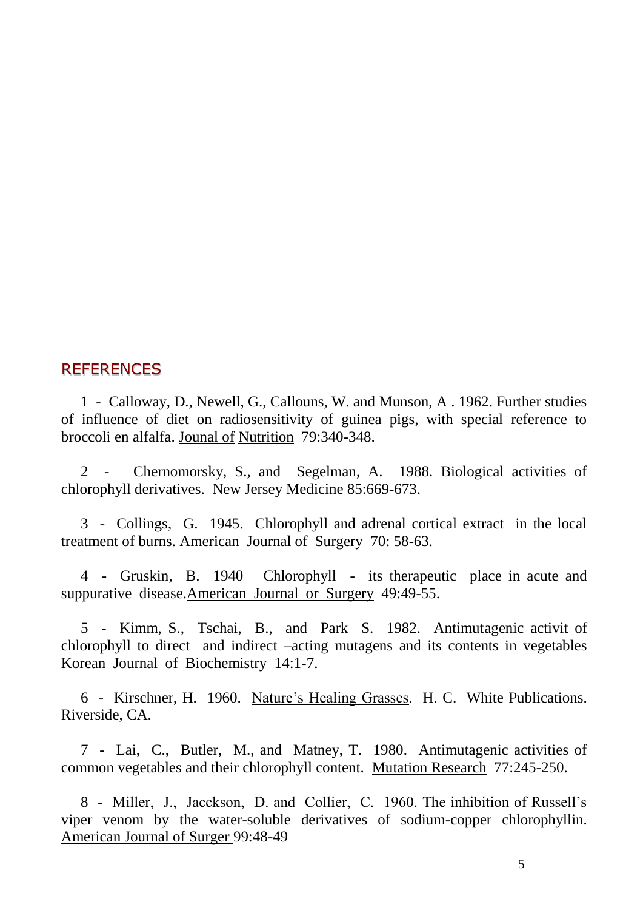## REFERENCES

1 - Calloway, D., Newell, G., Callouns, W. and Munson, A . 1962. Further studies of influence of diet on radiosensitivity of guinea pigs, with special reference to broccoli en alfalfa. Jounal of Nutrition 79:340-348.

2 - Chernomorsky, S., and Segelman, A. 1988. Biological activities of chlorophyll derivatives. New Jersey Medicine 85:669-673.

3 - Collings, G. 1945. Chlorophyll and adrenal cortical extract in the local treatment of burns. American Journal of Surgery 70: 58-63.

4 - Gruskin, B. 1940 Chlorophyll - its therapeutic place in acute and suppurative disease.American Journal or Surgery 49:49-55.

5 - Kimm, S., Tschai, B., and Park S. 1982. Antimutagenic activit of chlorophyll to direct and indirect –acting mutagens and its contents in vegetables Korean Journal of Biochemistry 14:1-7.

6 - Kirschner, H. 1960. Nature's Healing Grasses. H. C. White Publications. Riverside, CA.

7 - Lai, C., Butler, M., and Matney, T. 1980. Antimutagenic activities of common vegetables and their chlorophyll content. Mutation Research 77:245-250.

8 - Miller, J., Jacckson, D. and Collier, C. 1960. The inhibition of Russell's viper venom by the water-soluble derivatives of sodium-copper chlorophyllin. American Journal of Surger 99:48-49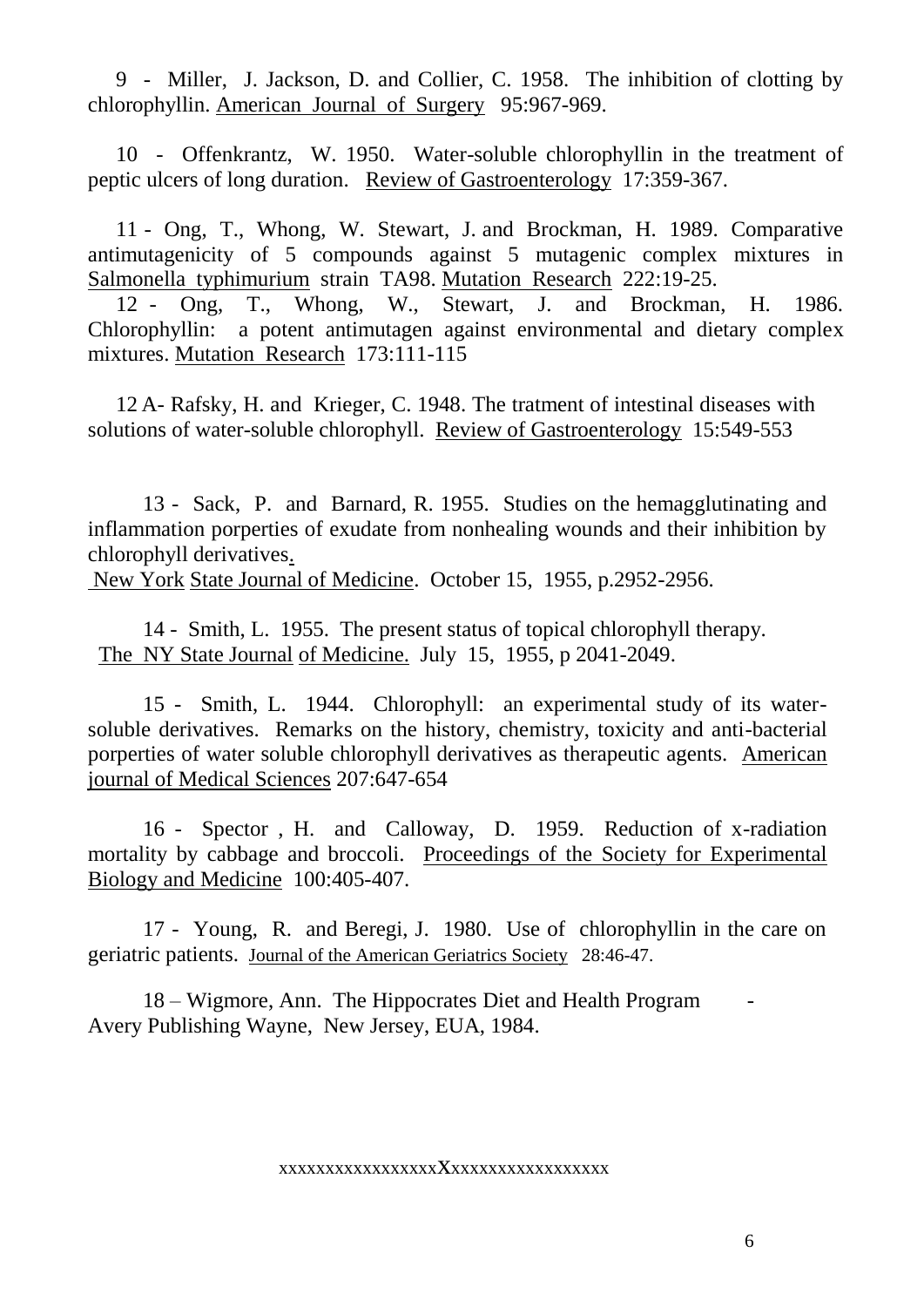9 - Miller, J. Jackson, D. and Collier, C. 1958. The inhibition of clotting by chlorophyllin. American Journal of Surgery 95:967-969.

10 - Offenkrantz, W. 1950. Water-soluble chlorophyllin in the treatment of peptic ulcers of long duration. Review of Gastroenterology 17:359-367.

11 - Ong, T., Whong, W. Stewart, J. and Brockman, H. 1989. Comparative antimutagenicity of 5 compounds against 5 mutagenic complex mixtures in Salmonella typhimurium strain TA98. Mutation Research 222:19-25.

12 - Ong, T., Whong, W., Stewart, J. and Brockman, H. 1986. Chlorophyllin: a potent antimutagen against environmental and dietary complex mixtures. Mutation Research 173:111-115

12 A- Rafsky, H. and Krieger, C. 1948. The tratment of intestinal diseases with solutions of water-soluble chlorophyll. Review of Gastroenterology 15:549-553

13 - Sack, P. and Barnard, R. 1955. Studies on the hemagglutinating and inflammation porperties of exudate from nonhealing wounds and their inhibition by chlorophyll derivatives. New York State Journal of Medicine. October 15, 1955, p.2952-2956.

14 - Smith, L. 1955. The present status of topical chlorophyll therapy. The NY State Journal of Medicine. July 15, 1955, p 2041-2049.

15 - Smith, L. 1944. Chlorophyll: an experimental study of its water-soluble derivatives. Remarks on the history, chemistry, toxicity and anti-bacterial porperties of water soluble chlorophyll derivatives as therapeutic agents. American journal of Medical Sciences 207:647-654

16 - Spector , H. and Calloway, D. 1959. Reduction of x-radiation mortality by cabbage and broccoli. Proceedings of the Society for Experimental Biology and Medicine 100:405-407.

17 - Young, R. and Beregi, J. 1980. Use of chlorophyllin in the care on geriatric patients. Journal of the American Geriatrics Society 28:46-47.

18 – Wigmore, Ann. The Hippocrates Diet and Health Program - Avery Publishing Wayne, New Jersey, EUA, 1984.

xxxxxxxxxxxxxxxxXxxxxxxxxxxxxxxxx